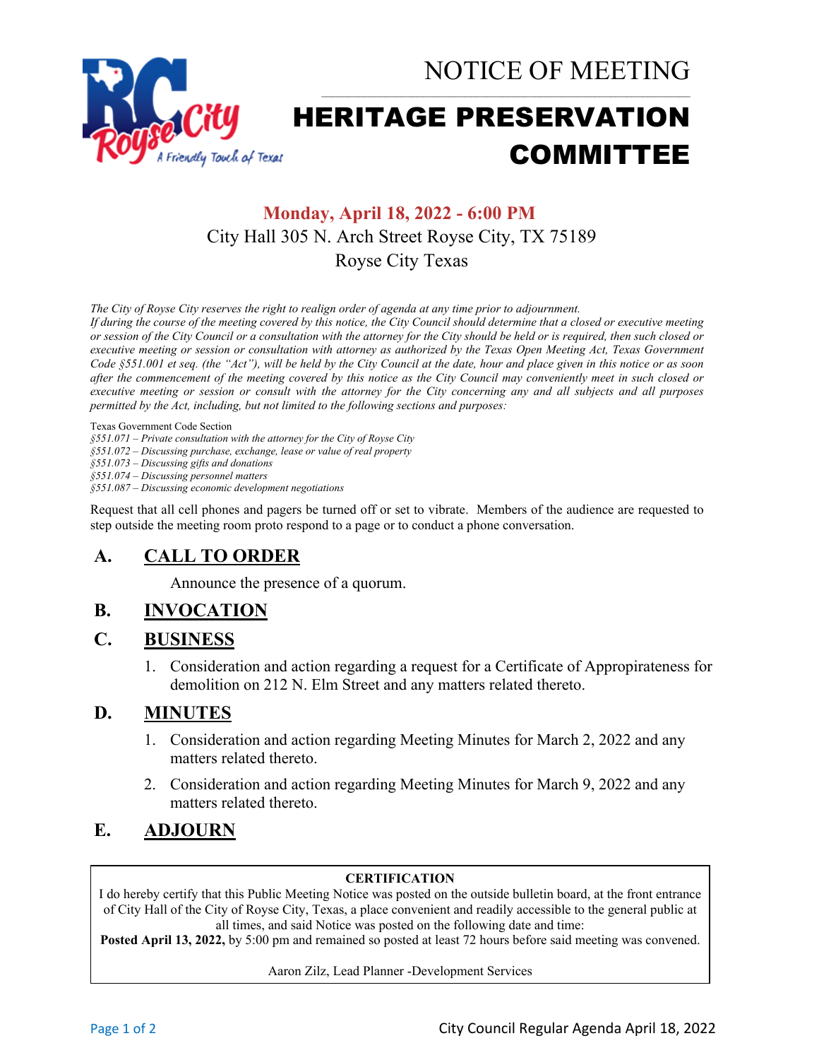# NOTICE OF MEETING

# HERITAGE PRESERVATION COMMITTEE

**Monday, April 18, 2022 - 6:00 PM**

City Hall 305 N. Arch Street Royse City, TX 75189

Royse City Texas

*The City of Royse City reserves the right to realign order of agenda at any time prior to adjournment.*
*If during the course of the meeting covered by this notice, the City Council should determine that a closed or executive meeting or session of the City Council or a consultation with the attorney for the City should be held or is required, then such closed or executive meeting or session or consultation with attorney as authorized by the Texas Open Meeting Act, Texas Government Code §551.001 et seq. (the "Act"), will be held by the City Council at the date, hour and place given in this notice or as soon after the commencement of the meeting covered by this notice as the City Council may conveniently meet in such closed or executive meeting or session or consult with the attorney for the City concerning any and all subjects and all purposes permitted by the Act, including, but not limited to the following sections and purposes:*

Texas Government Code Section
*§551.071 – Private consultation with the attorney for the City of Royse City*
*§551.072 – Discussing purchase, exchange, lease or value of real property*
*§551.073 – Discussing gifts and donations*
*§551.074 – Discussing personnel matters*
*§551.087 – Discussing economic development negotiations*

Request that all cell phones and pagers be turned off or set to vibrate. Members of the audience are requested to step outside the meeting room proto respond to a page or to conduct a phone conversation.

## A. CALL TO ORDER

Announce the presence of a quorum.

## B. INVOCATION

## C. BUSINESS

1. Consideration and action regarding a request for a Certificate of Appropirateness for demolition on 212 N. Elm Street and any matters related thereto.

## D. MINUTES

1. Consideration and action regarding Meeting Minutes for March 2, 2022 and any matters related thereto.
2. Consideration and action regarding Meeting Minutes for March 9, 2022 and any matters related thereto.

## E. ADJOURN

**CERTIFICATION**

I do hereby certify that this Public Meeting Notice was posted on the outside bulletin board, at the front entrance of City Hall of the City of Royse City, Texas, a place convenient and readily accessible to the general public at all times, and said Notice was posted on the following date and time:
**Posted April 13, 2022,** by 5:00 pm and remained so posted at least 72 hours before said meeting was convened.

Aaron Zilz, Lead Planner -Development Services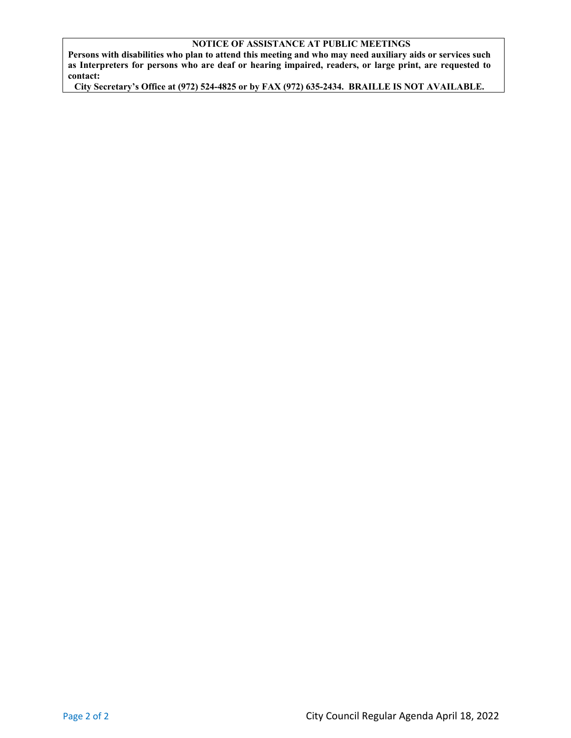**NOTICE OF ASSISTANCE AT PUBLIC MEETINGS**

**Persons with disabilities who plan to attend this meeting and who may need auxiliary aids or services such as Interpreters for persons who are deaf or hearing impaired, readers, or large print, are requested to contact:**

**City Secretary's Office at (972) 524-4825 or by FAX (972) 635-2434. BRAILLE IS NOT AVAILABLE.**